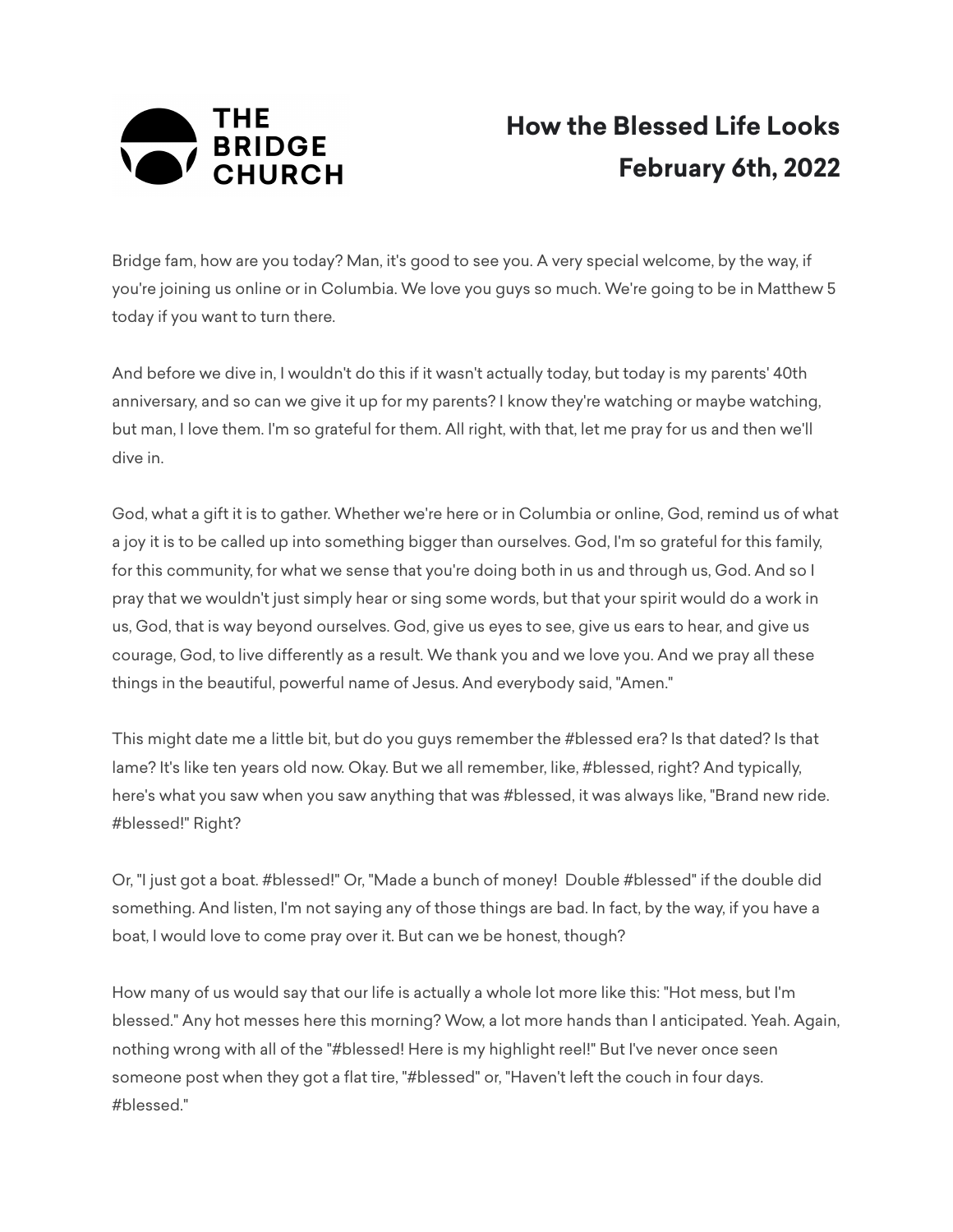THE BRIDGE CHURCH

# How the Blessed Life Looks
## February 6th, 2022

Bridge fam, how are you today? Man, it's good to see you. A very special welcome, by the way, if you're joining us online or in Columbia. We love you guys so much. We're going to be in Matthew 5 today if you want to turn there.

And before we dive in, I wouldn't do this if it wasn't actually today, but today is my parents' 40th anniversary, and so can we give it up for my parents? I know they're watching or maybe watching, but man, I love them. I'm so grateful for them. All right, with that, let me pray for us and then we'll dive in.

God, what a gift it is to gather. Whether we're here or in Columbia or online, God, remind us of what a joy it is to be called up into something bigger than ourselves. God, I'm so grateful for this family, for this community, for what we sense that you're doing both in us and through us, God. And so I pray that we wouldn't just simply hear or sing some words, but that your spirit would do a work in us, God, that is way beyond ourselves. God, give us eyes to see, give us ears to hear, and give us courage, God, to live differently as a result. We thank you and we love you. And we pray all these things in the beautiful, powerful name of Jesus. And everybody said, "Amen."

This might date me a little bit, but do you guys remember the #blessed era? Is that dated? Is that lame? It's like ten years old now. Okay. But we all remember, like, #blessed, right? And typically, here's what you saw when you saw anything that was #blessed, it was always like, "Brand new ride. #blessed!" Right?

Or, "I just got a boat. #blessed!" Or, "Made a bunch of money!  Double #blessed" if the double did something. And listen, I'm not saying any of those things are bad. In fact, by the way, if you have a boat, I would love to come pray over it. But can we be honest, though?

How many of us would say that our life is actually a whole lot more like this: "Hot mess, but I'm blessed." Any hot messes here this morning? Wow, a lot more hands than I anticipated. Yeah. Again, nothing wrong with all of the "#blessed! Here is my highlight reel!" But I've never once seen someone post when they got a flat tire, "#blessed" or, "Haven't left the couch in four days. #blessed."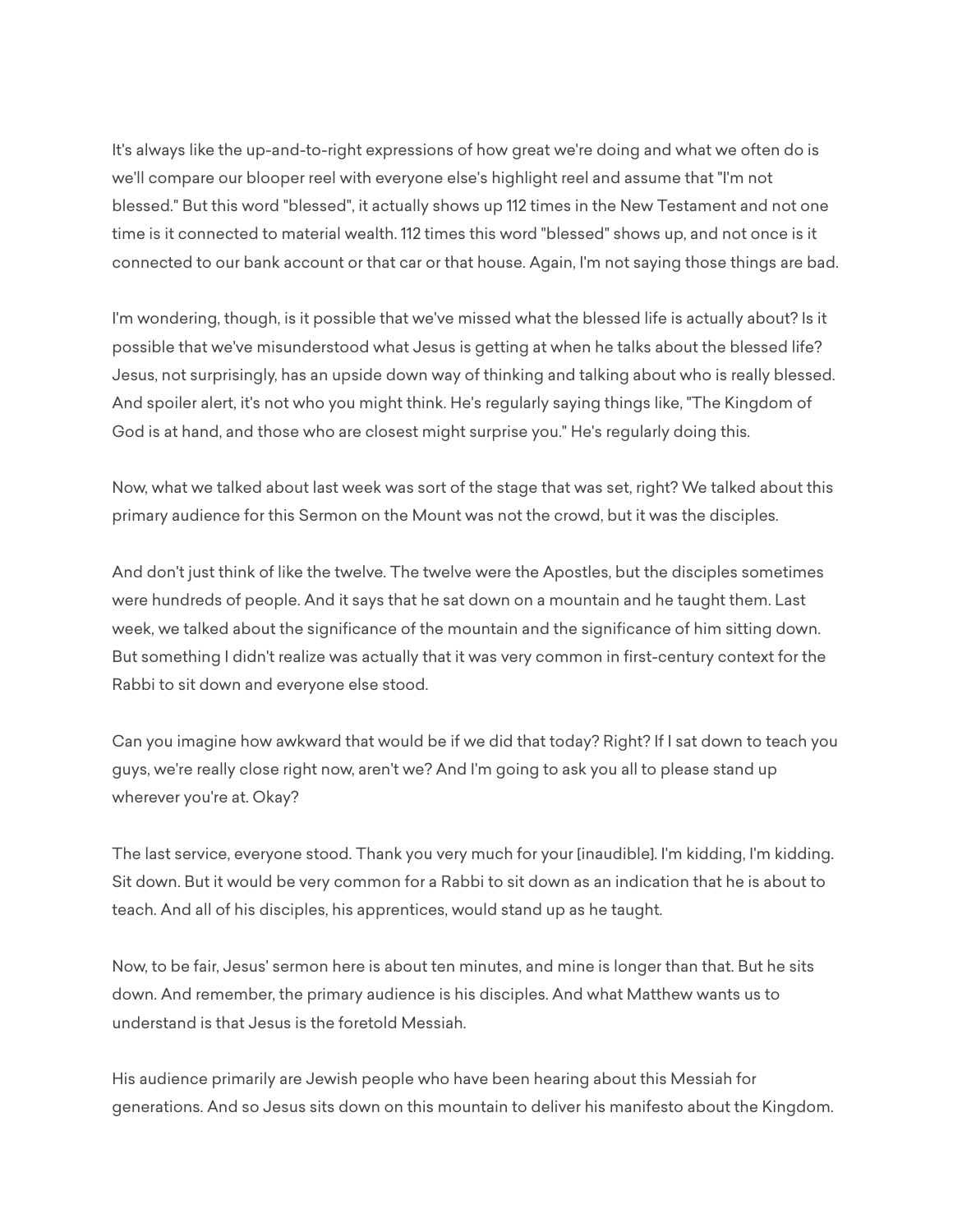It's always like the up-and-to-right expressions of how great we're doing and what we often do is we'll compare our blooper reel with everyone else's highlight reel and assume that "I'm not blessed." But this word "blessed", it actually shows up 112 times in the New Testament and not one time is it connected to material wealth. 112 times this word "blessed" shows up, and not once is it connected to our bank account or that car or that house. Again, I'm not saying those things are bad.

I'm wondering, though, is it possible that we've missed what the blessed life is actually about? Is it possible that we've misunderstood what Jesus is getting at when he talks about the blessed life? Jesus, not surprisingly, has an upside down way of thinking and talking about who is really blessed. And spoiler alert, it's not who you might think. He's regularly saying things like, "The Kingdom of God is at hand, and those who are closest might surprise you." He's regularly doing this.

Now, what we talked about last week was sort of the stage that was set, right? We talked about this primary audience for this Sermon on the Mount was not the crowd, but it was the disciples.

And don't just think of like the twelve. The twelve were the Apostles, but the disciples sometimes were hundreds of people. And it says that he sat down on a mountain and he taught them. Last week, we talked about the significance of the mountain and the significance of him sitting down. But something I didn't realize was actually that it was very common in first-century context for the Rabbi to sit down and everyone else stood.

Can you imagine how awkward that would be if we did that today? Right? If I sat down to teach you guys, we're really close right now, aren't we? And I'm going to ask you all to please stand up wherever you're at. Okay?

The last service, everyone stood. Thank you very much for your [inaudible]. I'm kidding, I'm kidding. Sit down. But it would be very common for a Rabbi to sit down as an indication that he is about to teach. And all of his disciples, his apprentices, would stand up as he taught.

Now, to be fair, Jesus' sermon here is about ten minutes, and mine is longer than that. But he sits down. And remember, the primary audience is his disciples. And what Matthew wants us to understand is that Jesus is the foretold Messiah.

His audience primarily are Jewish people who have been hearing about this Messiah for generations. And so Jesus sits down on this mountain to deliver his manifesto about the Kingdom.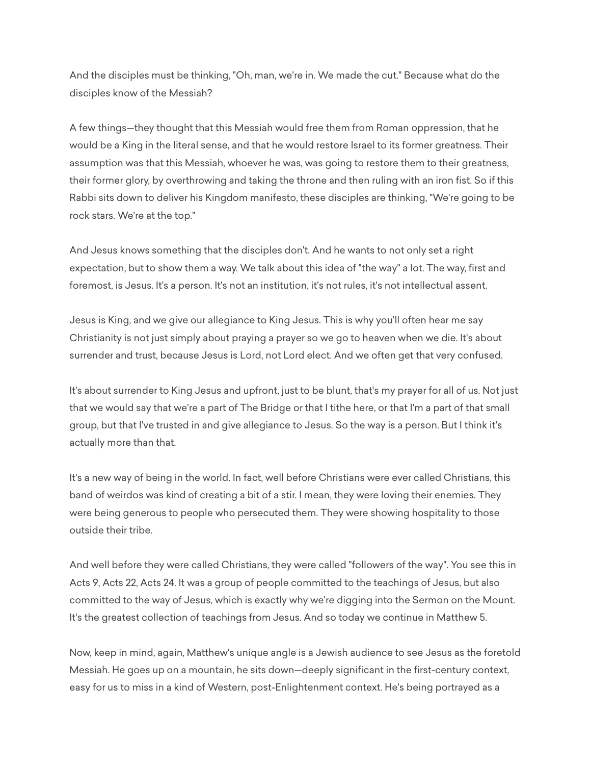And the disciples must be thinking, "Oh, man, we're in. We made the cut." Because what do the disciples know of the Messiah?

A few things—they thought that this Messiah would free them from Roman oppression, that he would be a King in the literal sense, and that he would restore Israel to its former greatness. Their assumption was that this Messiah, whoever he was, was going to restore them to their greatness, their former glory, by overthrowing and taking the throne and then ruling with an iron fist. So if this Rabbi sits down to deliver his Kingdom manifesto, these disciples are thinking, "We're going to be rock stars. We're at the top."

And Jesus knows something that the disciples don't. And he wants to not only set a right expectation, but to show them a way. We talk about this idea of "the way" a lot. The way, first and foremost, is Jesus. It's a person. It's not an institution, it's not rules, it's not intellectual assent.

Jesus is King, and we give our allegiance to King Jesus. This is why you'll often hear me say Christianity is not just simply about praying a prayer so we go to heaven when we die. It's about surrender and trust, because Jesus is Lord, not Lord elect. And we often get that very confused.

It's about surrender to King Jesus and upfront, just to be blunt, that's my prayer for all of us. Not just that we would say that we're a part of The Bridge or that I tithe here, or that I'm a part of that small group, but that I've trusted in and give allegiance to Jesus. So the way is a person. But I think it's actually more than that.

It's a new way of being in the world. In fact, well before Christians were ever called Christians, this band of weirdos was kind of creating a bit of a stir. I mean, they were loving their enemies. They were being generous to people who persecuted them. They were showing hospitality to those outside their tribe.

And well before they were called Christians, they were called "followers of the way". You see this in Acts 9, Acts 22, Acts 24. It was a group of people committed to the teachings of Jesus, but also committed to the way of Jesus, which is exactly why we're digging into the Sermon on the Mount. It's the greatest collection of teachings from Jesus. And so today we continue in Matthew 5.

Now, keep in mind, again, Matthew's unique angle is a Jewish audience to see Jesus as the foretold Messiah. He goes up on a mountain, he sits down—deeply significant in the first-century context, easy for us to miss in a kind of Western, post-Enlightenment context. He's being portrayed as a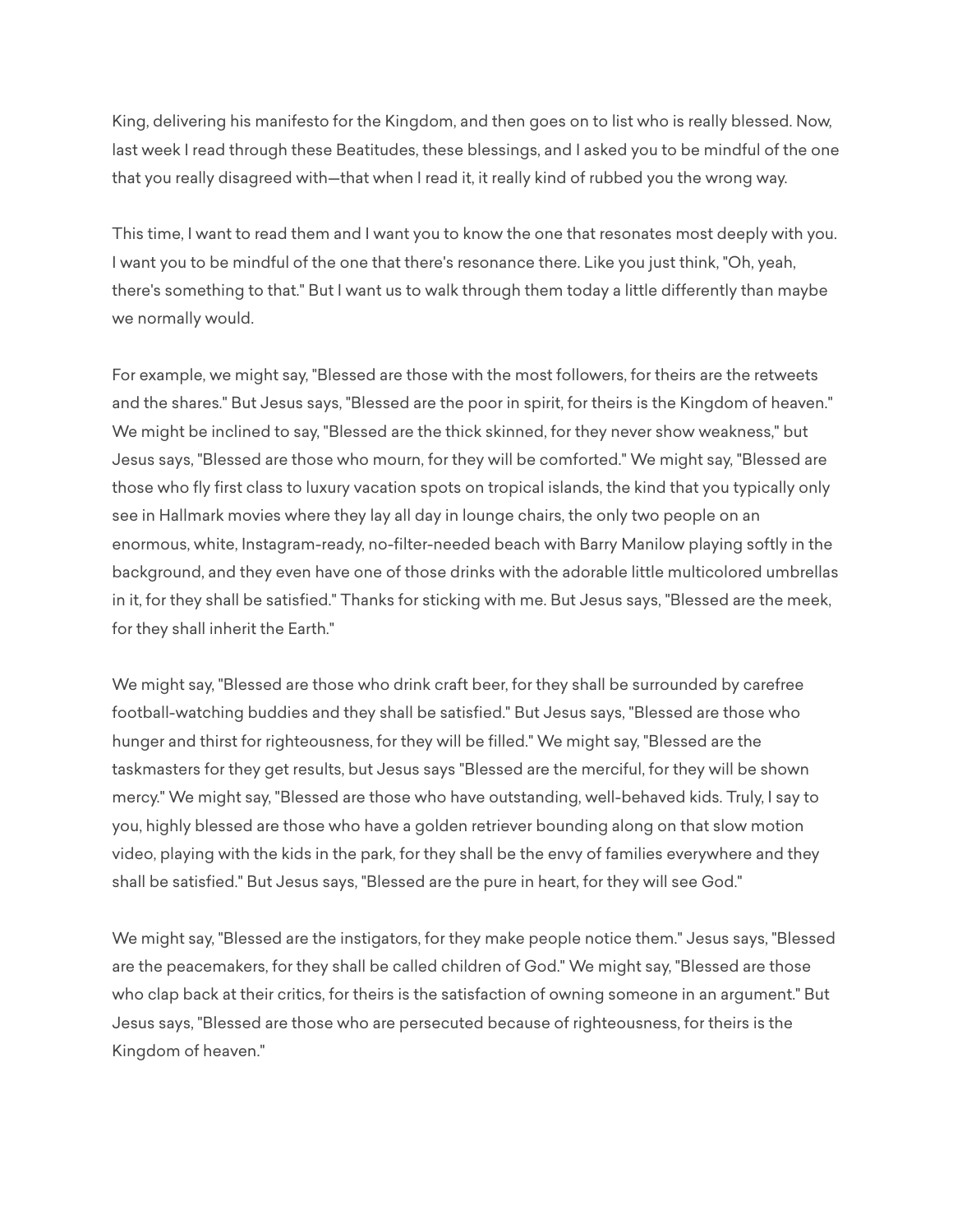King, delivering his manifesto for the Kingdom, and then goes on to list who is really blessed. Now, last week I read through these Beatitudes, these blessings, and I asked you to be mindful of the one that you really disagreed with—that when I read it, it really kind of rubbed you the wrong way.

This time, I want to read them and I want you to know the one that resonates most deeply with you. I want you to be mindful of the one that there's resonance there. Like you just think, "Oh, yeah, there's something to that." But I want us to walk through them today a little differently than maybe we normally would.

For example, we might say, "Blessed are those with the most followers, for theirs are the retweets and the shares." But Jesus says, "Blessed are the poor in spirit, for theirs is the Kingdom of heaven." We might be inclined to say, "Blessed are the thick skinned, for they never show weakness," but Jesus says, "Blessed are those who mourn, for they will be comforted." We might say, "Blessed are those who fly first class to luxury vacation spots on tropical islands, the kind that you typically only see in Hallmark movies where they lay all day in lounge chairs, the only two people on an enormous, white, Instagram-ready, no-filter-needed beach with Barry Manilow playing softly in the background, and they even have one of those drinks with the adorable little multicolored umbrellas in it, for they shall be satisfied." Thanks for sticking with me. But Jesus says, "Blessed are the meek, for they shall inherit the Earth."

We might say, "Blessed are those who drink craft beer, for they shall be surrounded by carefree football-watching buddies and they shall be satisfied." But Jesus says, "Blessed are those who hunger and thirst for righteousness, for they will be filled." We might say, "Blessed are the taskmasters for they get results, but Jesus says "Blessed are the merciful, for they will be shown mercy." We might say, "Blessed are those who have outstanding, well-behaved kids. Truly, I say to you, highly blessed are those who have a golden retriever bounding along on that slow motion video, playing with the kids in the park, for they shall be the envy of families everywhere and they shall be satisfied." But Jesus says, "Blessed are the pure in heart, for they will see God."

We might say, "Blessed are the instigators, for they make people notice them." Jesus says, "Blessed are the peacemakers, for they shall be called children of God." We might say, "Blessed are those who clap back at their critics, for theirs is the satisfaction of owning someone in an argument." But Jesus says, "Blessed are those who are persecuted because of righteousness, for theirs is the Kingdom of heaven."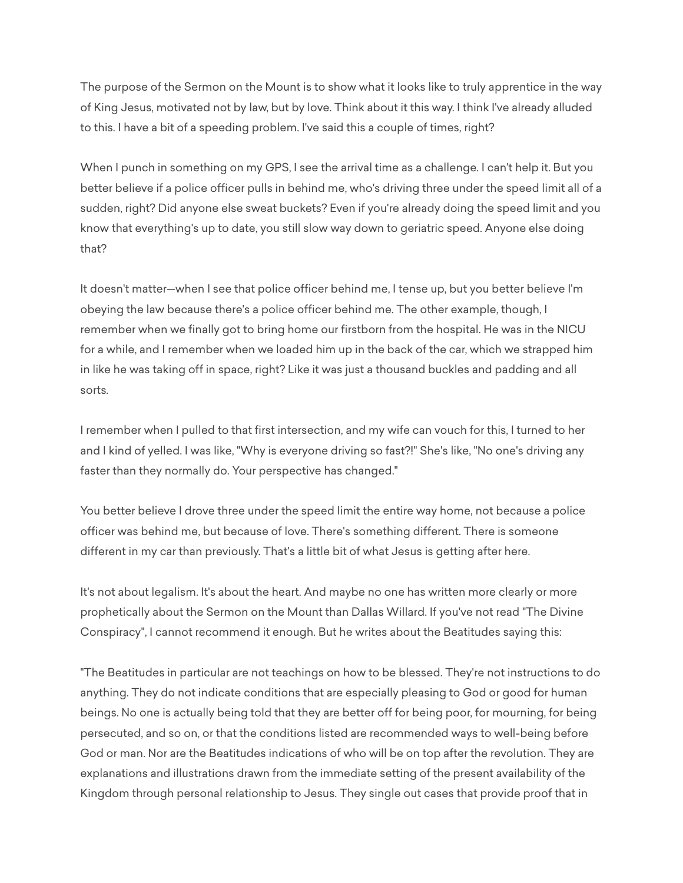The purpose of the Sermon on the Mount is to show what it looks like to truly apprentice in the way of King Jesus, motivated not by law, but by love. Think about it this way. I think I've already alluded to this. I have a bit of a speeding problem. I've said this a couple of times, right?

When I punch in something on my GPS, I see the arrival time as a challenge. I can't help it. But you better believe if a police officer pulls in behind me, who's driving three under the speed limit all of a sudden, right? Did anyone else sweat buckets? Even if you're already doing the speed limit and you know that everything's up to date, you still slow way down to geriatric speed. Anyone else doing that?

It doesn't matter—when I see that police officer behind me, I tense up, but you better believe I'm obeying the law because there's a police officer behind me. The other example, though, I remember when we finally got to bring home our firstborn from the hospital. He was in the NICU for a while, and I remember when we loaded him up in the back of the car, which we strapped him in like he was taking off in space, right? Like it was just a thousand buckles and padding and all sorts.

I remember when I pulled to that first intersection, and my wife can vouch for this, I turned to her and I kind of yelled. I was like, "Why is everyone driving so fast?!" She's like, "No one's driving any faster than they normally do. Your perspective has changed."

You better believe I drove three under the speed limit the entire way home, not because a police officer was behind me, but because of love. There's something different. There is someone different in my car than previously. That's a little bit of what Jesus is getting after here.

It's not about legalism. It's about the heart. And maybe no one has written more clearly or more prophetically about the Sermon on the Mount than Dallas Willard. If you've not read "The Divine Conspiracy", I cannot recommend it enough. But he writes about the Beatitudes saying this:

"The Beatitudes in particular are not teachings on how to be blessed. They're not instructions to do anything. They do not indicate conditions that are especially pleasing to God or good for human beings. No one is actually being told that they are better off for being poor, for mourning, for being persecuted, and so on, or that the conditions listed are recommended ways to well-being before God or man. Nor are the Beatitudes indications of who will be on top after the revolution. They are explanations and illustrations drawn from the immediate setting of the present availability of the Kingdom through personal relationship to Jesus. They single out cases that provide proof that in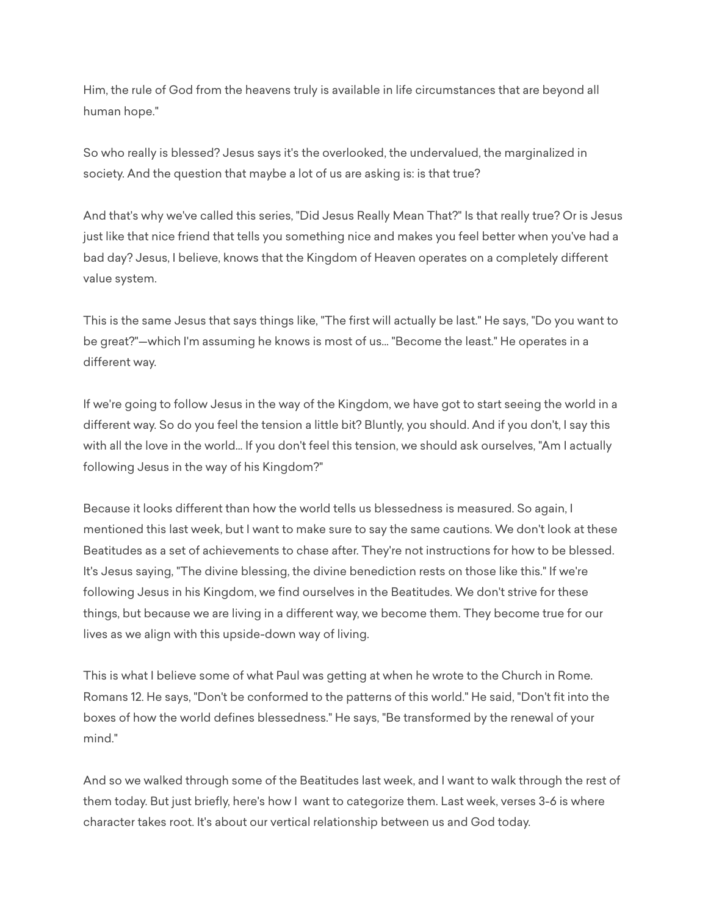Him, the rule of God from the heavens truly is available in life circumstances that are beyond all human hope."

So who really is blessed? Jesus says it's the overlooked, the undervalued, the marginalized in society. And the question that maybe a lot of us are asking is: is that true?

And that's why we've called this series, "Did Jesus Really Mean That?" Is that really true? Or is Jesus just like that nice friend that tells you something nice and makes you feel better when you've had a bad day? Jesus, I believe, knows that the Kingdom of Heaven operates on a completely different value system.

This is the same Jesus that says things like, "The first will actually be last." He says, "Do you want to be great?"—which I'm assuming he knows is most of us... "Become the least." He operates in a different way.

If we're going to follow Jesus in the way of the Kingdom, we have got to start seeing the world in a different way. So do you feel the tension a little bit? Bluntly, you should. And if you don't, I say this with all the love in the world... If you don't feel this tension, we should ask ourselves, "Am I actually following Jesus in the way of his Kingdom?"

Because it looks different than how the world tells us blessedness is measured. So again, I mentioned this last week, but I want to make sure to say the same cautions. We don't look at these Beatitudes as a set of achievements to chase after. They're not instructions for how to be blessed. It's Jesus saying, "The divine blessing, the divine benediction rests on those like this." If we're following Jesus in his Kingdom, we find ourselves in the Beatitudes. We don't strive for these things, but because we are living in a different way, we become them. They become true for our lives as we align with this upside-down way of living.

This is what I believe some of what Paul was getting at when he wrote to the Church in Rome. Romans 12. He says, "Don't be conformed to the patterns of this world." He said, "Don't fit into the boxes of how the world defines blessedness." He says, "Be transformed by the renewal of your mind."

And so we walked through some of the Beatitudes last week, and I want to walk through the rest of them today. But just briefly, here's how I want to categorize them. Last week, verses 3-6 is where character takes root. It's about our vertical relationship between us and God today.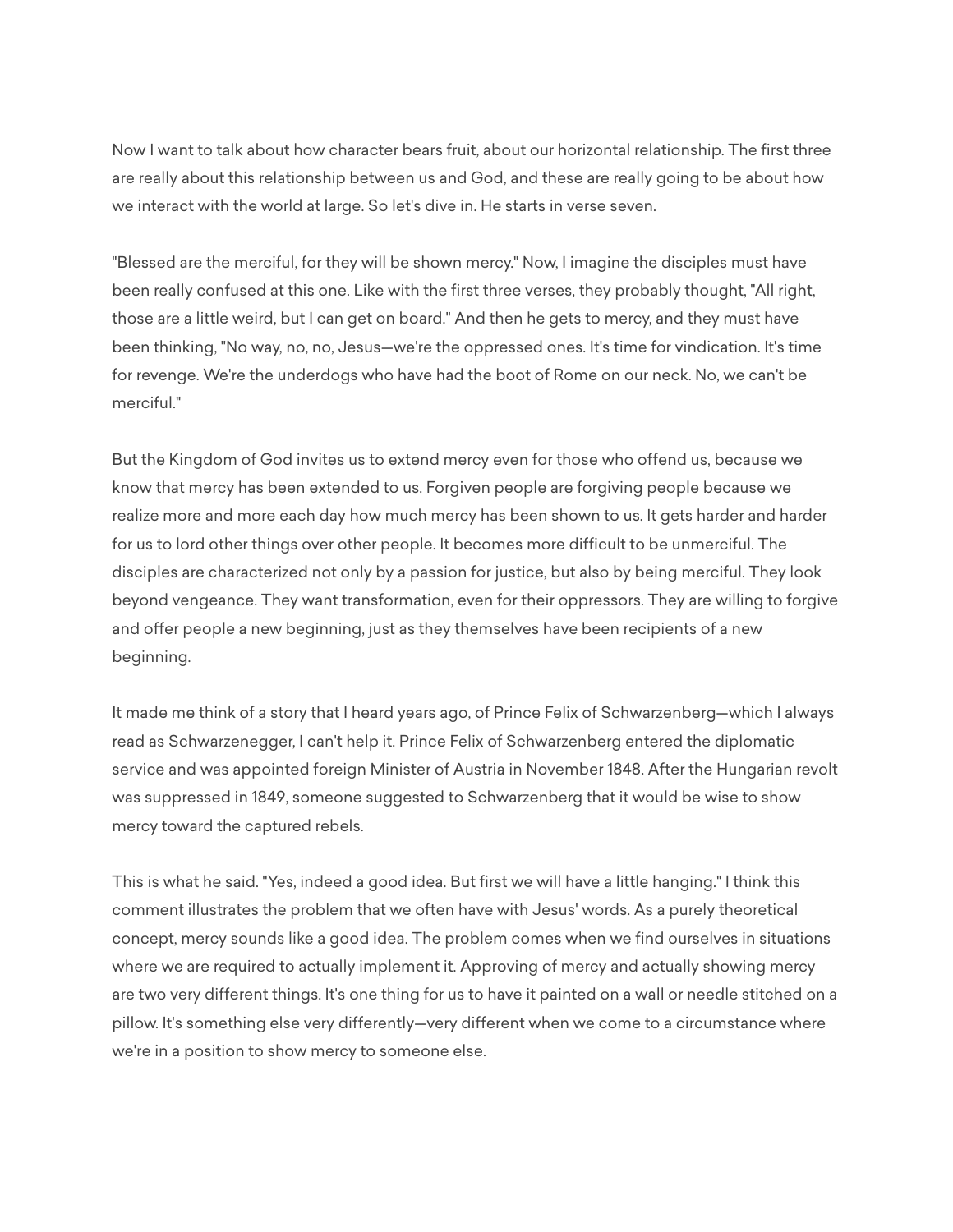Now I want to talk about how character bears fruit, about our horizontal relationship. The first three are really about this relationship between us and God, and these are really going to be about how we interact with the world at large. So let's dive in. He starts in verse seven.

"Blessed are the merciful, for they will be shown mercy." Now, I imagine the disciples must have been really confused at this one. Like with the first three verses, they probably thought, "All right, those are a little weird, but I can get on board." And then he gets to mercy, and they must have been thinking, "No way, no, no, Jesus—we're the oppressed ones. It's time for vindication. It's time for revenge. We're the underdogs who have had the boot of Rome on our neck. No, we can't be merciful."

But the Kingdom of God invites us to extend mercy even for those who offend us, because we know that mercy has been extended to us. Forgiven people are forgiving people because we realize more and more each day how much mercy has been shown to us. It gets harder and harder for us to lord other things over other people. It becomes more difficult to be unmerciful. The disciples are characterized not only by a passion for justice, but also by being merciful. They look beyond vengeance. They want transformation, even for their oppressors. They are willing to forgive and offer people a new beginning, just as they themselves have been recipients of a new beginning.

It made me think of a story that I heard years ago, of Prince Felix of Schwarzenberg—which I always read as Schwarzenegger, I can't help it. Prince Felix of Schwarzenberg entered the diplomatic service and was appointed foreign Minister of Austria in November 1848. After the Hungarian revolt was suppressed in 1849, someone suggested to Schwarzenberg that it would be wise to show mercy toward the captured rebels.

This is what he said. "Yes, indeed a good idea. But first we will have a little hanging." I think this comment illustrates the problem that we often have with Jesus' words. As a purely theoretical concept, mercy sounds like a good idea. The problem comes when we find ourselves in situations where we are required to actually implement it. Approving of mercy and actually showing mercy are two very different things. It's one thing for us to have it painted on a wall or needle stitched on a pillow. It's something else very differently—very different when we come to a circumstance where we're in a position to show mercy to someone else.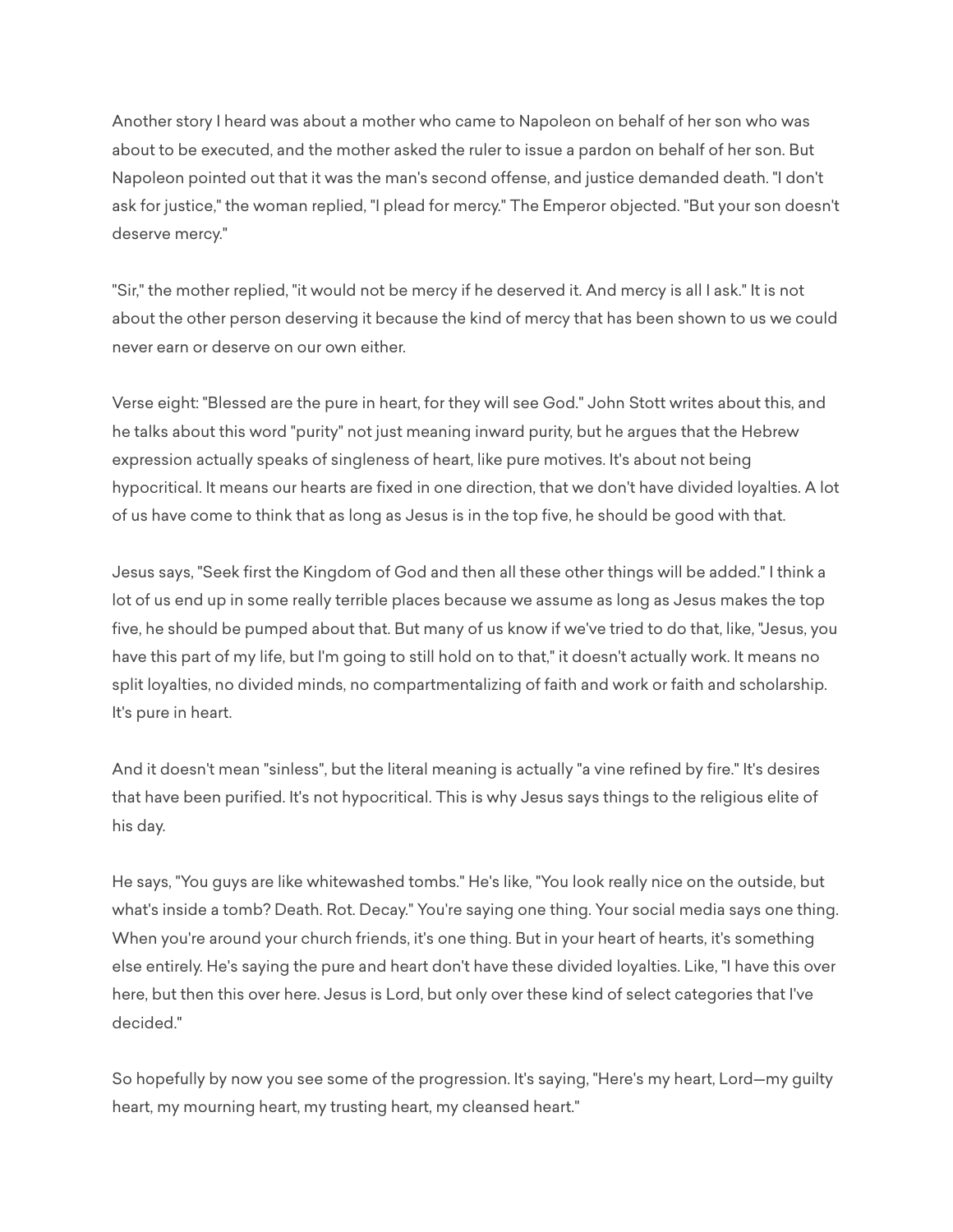Another story I heard was about a mother who came to Napoleon on behalf of her son who was about to be executed, and the mother asked the ruler to issue a pardon on behalf of her son. But Napoleon pointed out that it was the man's second offense, and justice demanded death. "I don't ask for justice," the woman replied, "I plead for mercy." The Emperor objected. "But your son doesn't deserve mercy."

"Sir," the mother replied, "it would not be mercy if he deserved it. And mercy is all I ask." It is not about the other person deserving it because the kind of mercy that has been shown to us we could never earn or deserve on our own either.

Verse eight: "Blessed are the pure in heart, for they will see God." John Stott writes about this, and he talks about this word "purity" not just meaning inward purity, but he argues that the Hebrew expression actually speaks of singleness of heart, like pure motives. It's about not being hypocritical. It means our hearts are fixed in one direction, that we don't have divided loyalties. A lot of us have come to think that as long as Jesus is in the top five, he should be good with that.

Jesus says, "Seek first the Kingdom of God and then all these other things will be added." I think a lot of us end up in some really terrible places because we assume as long as Jesus makes the top five, he should be pumped about that. But many of us know if we've tried to do that, like, "Jesus, you have this part of my life, but I'm going to still hold on to that," it doesn't actually work. It means no split loyalties, no divided minds, no compartmentalizing of faith and work or faith and scholarship. It's pure in heart.

And it doesn't mean "sinless", but the literal meaning is actually "a vine refined by fire." It's desires that have been purified. It's not hypocritical. This is why Jesus says things to the religious elite of his day.

He says, "You guys are like whitewashed tombs." He's like, "You look really nice on the outside, but what's inside a tomb? Death. Rot. Decay." You're saying one thing. Your social media says one thing. When you're around your church friends, it's one thing. But in your heart of hearts, it's something else entirely. He's saying the pure and heart don't have these divided loyalties. Like, "I have this over here, but then this over here. Jesus is Lord, but only over these kind of select categories that I've decided."

So hopefully by now you see some of the progression. It's saying, "Here's my heart, Lord—my guilty heart, my mourning heart, my trusting heart, my cleansed heart."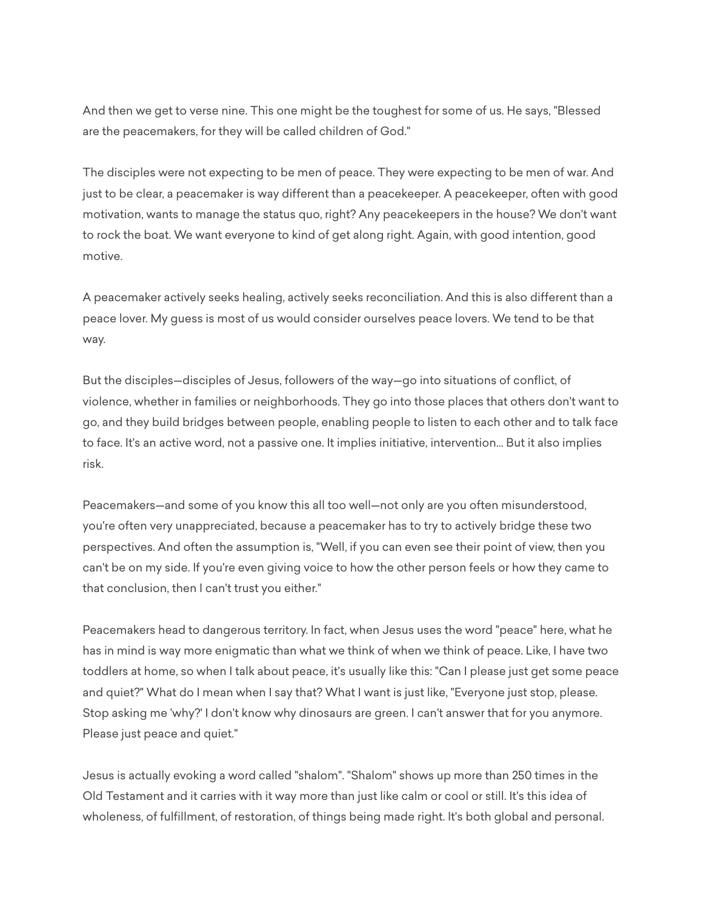And then we get to verse nine. This one might be the toughest for some of us. He says, "Blessed are the peacemakers, for they will be called children of God."

The disciples were not expecting to be men of peace. They were expecting to be men of war. And just to be clear, a peacemaker is way different than a peacekeeper. A peacekeeper, often with good motivation, wants to manage the status quo, right? Any peacekeepers in the house? We don't want to rock the boat. We want everyone to kind of get along right. Again, with good intention, good motive.

A peacemaker actively seeks healing, actively seeks reconciliation. And this is also different than a peace lover. My guess is most of us would consider ourselves peace lovers. We tend to be that way.

But the disciples—disciples of Jesus, followers of the way—go into situations of conflict, of violence, whether in families or neighborhoods. They go into those places that others don't want to go, and they build bridges between people, enabling people to listen to each other and to talk face to face. It's an active word, not a passive one. It implies initiative, intervention... But it also implies risk.

Peacemakers—and some of you know this all too well—not only are you often misunderstood, you're often very unappreciated, because a peacemaker has to try to actively bridge these two perspectives. And often the assumption is, "Well, if you can even see their point of view, then you can't be on my side. If you're even giving voice to how the other person feels or how they came to that conclusion, then I can't trust you either."

Peacemakers head to dangerous territory. In fact, when Jesus uses the word "peace" here, what he has in mind is way more enigmatic than what we think of when we think of peace. Like, I have two toddlers at home, so when I talk about peace, it's usually like this: "Can I please just get some peace and quiet?" What do I mean when I say that? What I want is just like, "Everyone just stop, please. Stop asking me 'why?' I don't know why dinosaurs are green. I can't answer that for you anymore. Please just peace and quiet."

Jesus is actually evoking a word called "shalom". "Shalom" shows up more than 250 times in the Old Testament and it carries with it way more than just like calm or cool or still. It's this idea of wholeness, of fulfillment, of restoration, of things being made right. It's both global and personal.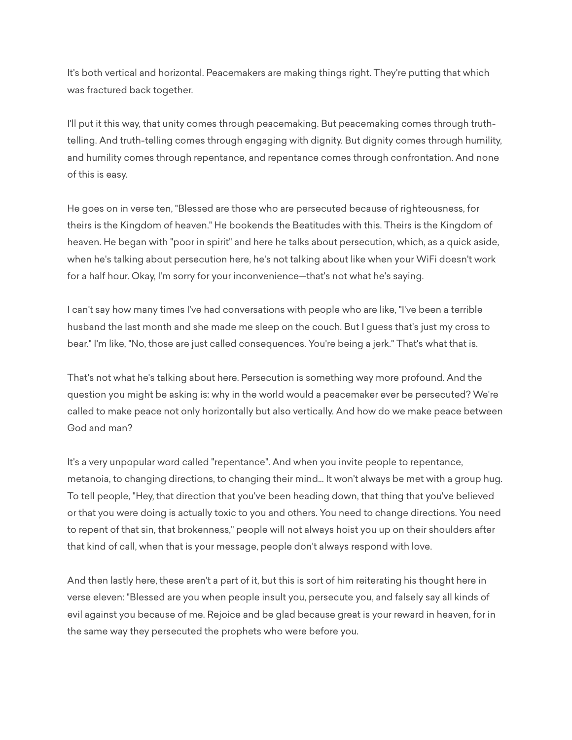It's both vertical and horizontal. Peacemakers are making things right. They're putting that which was fractured back together.

I'll put it this way, that unity comes through peacemaking. But peacemaking comes through truth-telling. And truth-telling comes through engaging with dignity. But dignity comes through humility, and humility comes through repentance, and repentance comes through confrontation. And none of this is easy.

He goes on in verse ten, "Blessed are those who are persecuted because of righteousness, for theirs is the Kingdom of heaven." He bookends the Beatitudes with this. Theirs is the Kingdom of heaven. He began with "poor in spirit" and here he talks about persecution, which, as a quick aside, when he's talking about persecution here, he's not talking about like when your WiFi doesn't work for a half hour. Okay, I'm sorry for your inconvenience—that's not what he's saying.

I can't say how many times I've had conversations with people who are like, "I've been a terrible husband the last month and she made me sleep on the couch. But I guess that's just my cross to bear." I'm like, "No, those are just called consequences. You're being a jerk." That's what that is.

That's not what he's talking about here. Persecution is something way more profound. And the question you might be asking is: why in the world would a peacemaker ever be persecuted? We're called to make peace not only horizontally but also vertically. And how do we make peace between God and man?

It's a very unpopular word called "repentance". And when you invite people to repentance, metanoia, to changing directions, to changing their mind... It won't always be met with a group hug. To tell people, "Hey, that direction that you've been heading down, that thing that you've believed or that you were doing is actually toxic to you and others. You need to change directions. You need to repent of that sin, that brokenness," people will not always hoist you up on their shoulders after that kind of call, when that is your message, people don't always respond with love.

And then lastly here, these aren't a part of it, but this is sort of him reiterating his thought here in verse eleven: "Blessed are you when people insult you, persecute you, and falsely say all kinds of evil against you because of me. Rejoice and be glad because great is your reward in heaven, for in the same way they persecuted the prophets who were before you.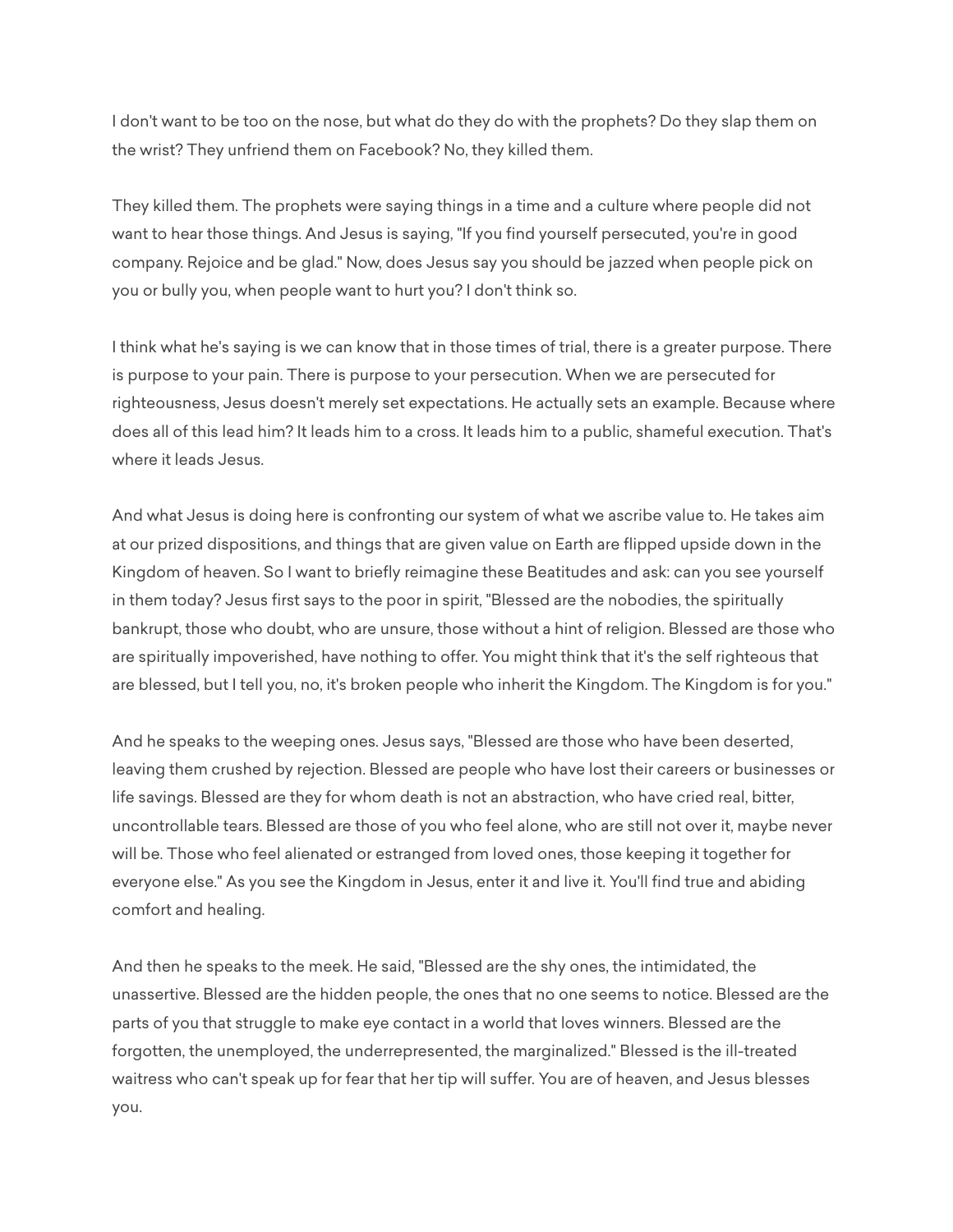I don't want to be too on the nose, but what do they do with the prophets? Do they slap them on the wrist? They unfriend them on Facebook? No, they killed them.

They killed them. The prophets were saying things in a time and a culture where people did not want to hear those things. And Jesus is saying, "If you find yourself persecuted, you're in good company. Rejoice and be glad." Now, does Jesus say you should be jazzed when people pick on you or bully you, when people want to hurt you? I don't think so.

I think what he's saying is we can know that in those times of trial, there is a greater purpose. There is purpose to your pain. There is purpose to your persecution. When we are persecuted for righteousness, Jesus doesn't merely set expectations. He actually sets an example. Because where does all of this lead him? It leads him to a cross. It leads him to a public, shameful execution. That's where it leads Jesus.

And what Jesus is doing here is confronting our system of what we ascribe value to. He takes aim at our prized dispositions, and things that are given value on Earth are flipped upside down in the Kingdom of heaven. So I want to briefly reimagine these Beatitudes and ask: can you see yourself in them today? Jesus first says to the poor in spirit, "Blessed are the nobodies, the spiritually bankrupt, those who doubt, who are unsure, those without a hint of religion. Blessed are those who are spiritually impoverished, have nothing to offer. You might think that it's the self righteous that are blessed, but I tell you, no, it's broken people who inherit the Kingdom. The Kingdom is for you."

And he speaks to the weeping ones. Jesus says, "Blessed are those who have been deserted, leaving them crushed by rejection. Blessed are people who have lost their careers or businesses or life savings. Blessed are they for whom death is not an abstraction, who have cried real, bitter, uncontrollable tears. Blessed are those of you who feel alone, who are still not over it, maybe never will be. Those who feel alienated or estranged from loved ones, those keeping it together for everyone else." As you see the Kingdom in Jesus, enter it and live it. You'll find true and abiding comfort and healing.

And then he speaks to the meek. He said, "Blessed are the shy ones, the intimidated, the unassertive. Blessed are the hidden people, the ones that no one seems to notice. Blessed are the parts of you that struggle to make eye contact in a world that loves winners. Blessed are the forgotten, the unemployed, the underrepresented, the marginalized." Blessed is the ill-treated waitress who can't speak up for fear that her tip will suffer. You are of heaven, and Jesus blesses you.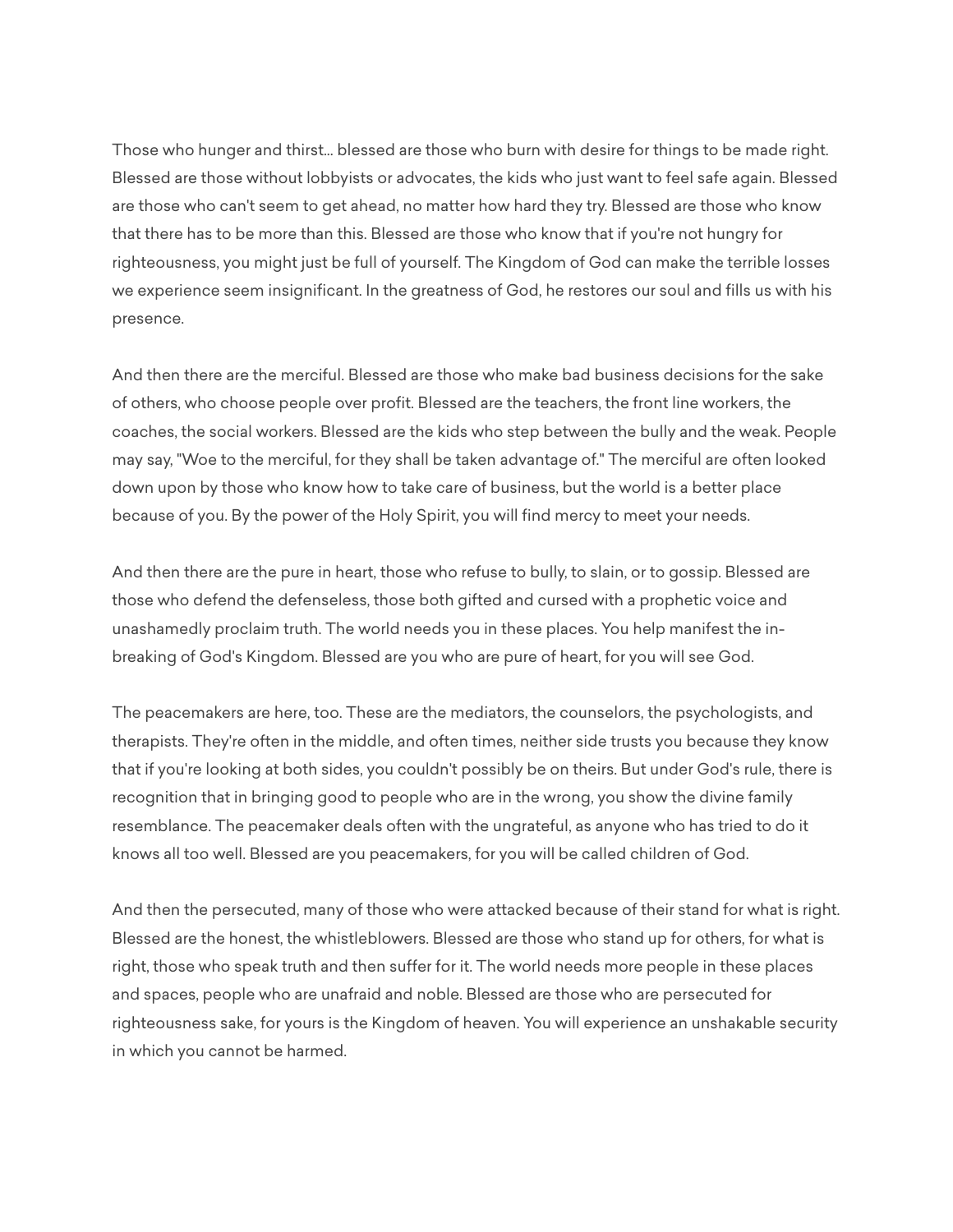Those who hunger and thirst... blessed are those who burn with desire for things to be made right. Blessed are those without lobbyists or advocates, the kids who just want to feel safe again. Blessed are those who can't seem to get ahead, no matter how hard they try. Blessed are those who know that there has to be more than this. Blessed are those who know that if you're not hungry for righteousness, you might just be full of yourself. The Kingdom of God can make the terrible losses we experience seem insignificant. In the greatness of God, he restores our soul and fills us with his presence.

And then there are the merciful. Blessed are those who make bad business decisions for the sake of others, who choose people over profit. Blessed are the teachers, the front line workers, the coaches, the social workers. Blessed are the kids who step between the bully and the weak. People may say, "Woe to the merciful, for they shall be taken advantage of." The merciful are often looked down upon by those who know how to take care of business, but the world is a better place because of you. By the power of the Holy Spirit, you will find mercy to meet your needs.

And then there are the pure in heart, those who refuse to bully, to slain, or to gossip. Blessed are those who defend the defenseless, those both gifted and cursed with a prophetic voice and unashamedly proclaim truth. The world needs you in these places. You help manifest the in-breaking of God's Kingdom. Blessed are you who are pure of heart, for you will see God.

The peacemakers are here, too. These are the mediators, the counselors, the psychologists, and therapists. They're often in the middle, and often times, neither side trusts you because they know that if you're looking at both sides, you couldn't possibly be on theirs. But under God's rule, there is recognition that in bringing good to people who are in the wrong, you show the divine family resemblance. The peacemaker deals often with the ungrateful, as anyone who has tried to do it knows all too well. Blessed are you peacemakers, for you will be called children of God.

And then the persecuted, many of those who were attacked because of their stand for what is right. Blessed are the honest, the whistleblowers. Blessed are those who stand up for others, for what is right, those who speak truth and then suffer for it. The world needs more people in these places and spaces, people who are unafraid and noble. Blessed are those who are persecuted for righteousness sake, for yours is the Kingdom of heaven. You will experience an unshakable security in which you cannot be harmed.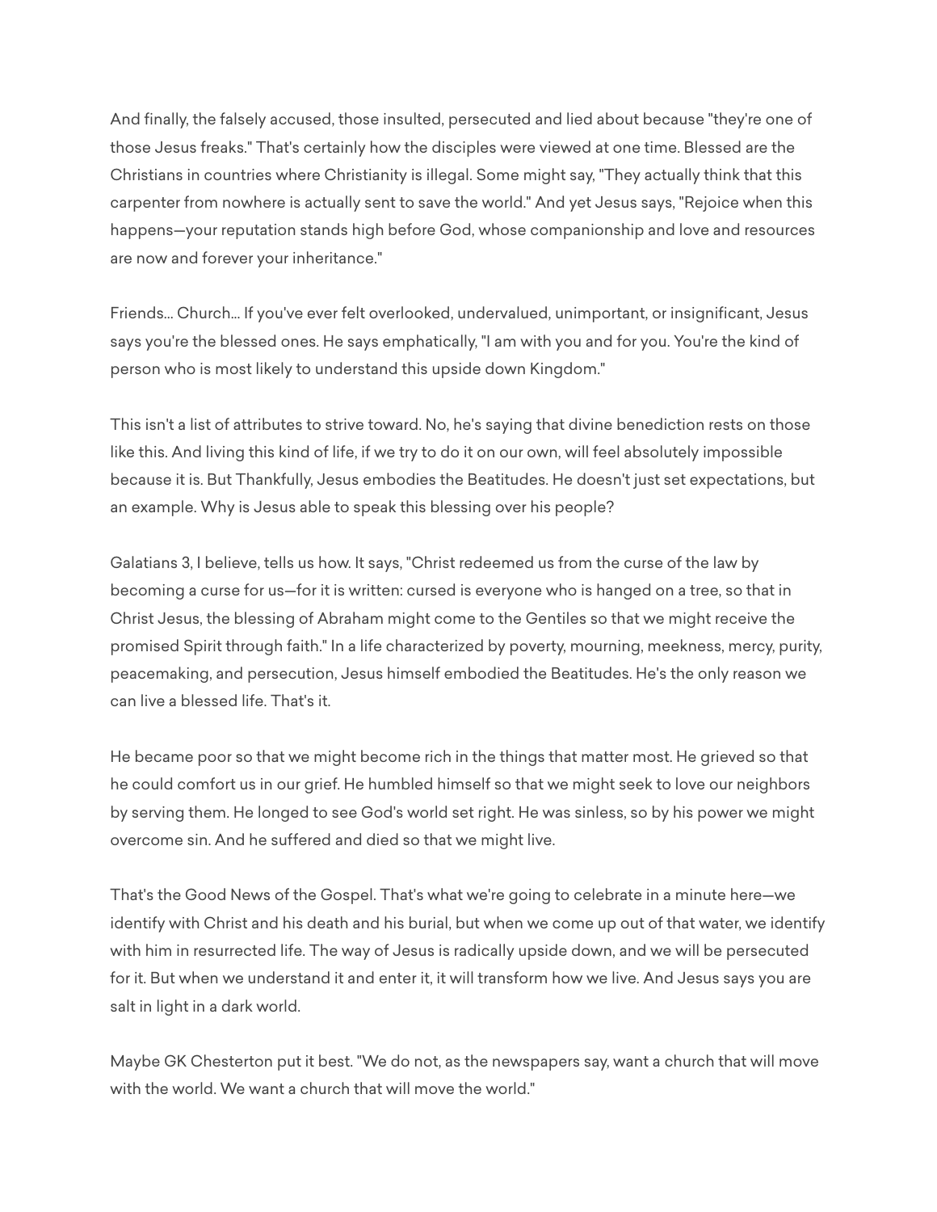And finally, the falsely accused, those insulted, persecuted and lied about because "they're one of those Jesus freaks." That's certainly how the disciples were viewed at one time. Blessed are the Christians in countries where Christianity is illegal. Some might say, "They actually think that this carpenter from nowhere is actually sent to save the world." And yet Jesus says, "Rejoice when this happens—your reputation stands high before God, whose companionship and love and resources are now and forever your inheritance."

Friends... Church... If you've ever felt overlooked, undervalued, unimportant, or insignificant, Jesus says you're the blessed ones. He says emphatically, "I am with you and for you. You're the kind of person who is most likely to understand this upside down Kingdom."

This isn't a list of attributes to strive toward. No, he's saying that divine benediction rests on those like this. And living this kind of life, if we try to do it on our own, will feel absolutely impossible because it is. But Thankfully, Jesus embodies the Beatitudes. He doesn't just set expectations, but an example. Why is Jesus able to speak this blessing over his people?

Galatians 3, I believe, tells us how. It says, "Christ redeemed us from the curse of the law by becoming a curse for us—for it is written: cursed is everyone who is hanged on a tree, so that in Christ Jesus, the blessing of Abraham might come to the Gentiles so that we might receive the promised Spirit through faith." In a life characterized by poverty, mourning, meekness, mercy, purity, peacemaking, and persecution, Jesus himself embodied the Beatitudes. He's the only reason we can live a blessed life. That's it.

He became poor so that we might become rich in the things that matter most. He grieved so that he could comfort us in our grief. He humbled himself so that we might seek to love our neighbors by serving them. He longed to see God's world set right. He was sinless, so by his power we might overcome sin. And he suffered and died so that we might live.

That's the Good News of the Gospel. That's what we're going to celebrate in a minute here—we identify with Christ and his death and his burial, but when we come up out of that water, we identify with him in resurrected life. The way of Jesus is radically upside down, and we will be persecuted for it. But when we understand it and enter it, it will transform how we live. And Jesus says you are salt in light in a dark world.

Maybe GK Chesterton put it best. "We do not, as the newspapers say, want a church that will move with the world. We want a church that will move the world."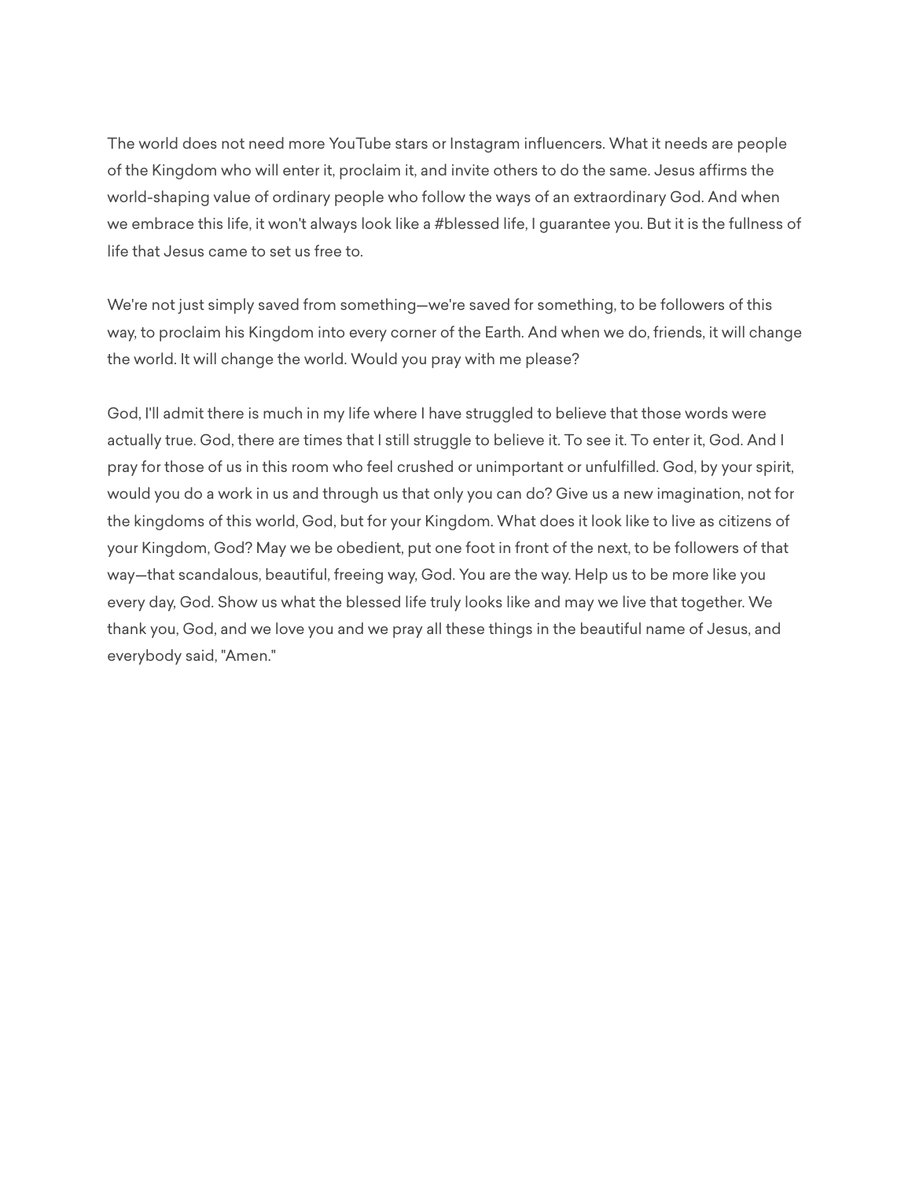The world does not need more YouTube stars or Instagram influencers. What it needs are people of the Kingdom who will enter it, proclaim it, and invite others to do the same. Jesus affirms the world-shaping value of ordinary people who follow the ways of an extraordinary God. And when we embrace this life, it won't always look like a #blessed life, I guarantee you. But it is the fullness of life that Jesus came to set us free to.

We're not just simply saved from something—we're saved for something, to be followers of this way, to proclaim his Kingdom into every corner of the Earth. And when we do, friends, it will change the world. It will change the world. Would you pray with me please?

God, I'll admit there is much in my life where I have struggled to believe that those words were actually true. God, there are times that I still struggle to believe it. To see it. To enter it, God. And I pray for those of us in this room who feel crushed or unimportant or unfulfilled. God, by your spirit, would you do a work in us and through us that only you can do? Give us a new imagination, not for the kingdoms of this world, God, but for your Kingdom. What does it look like to live as citizens of your Kingdom, God? May we be obedient, put one foot in front of the next, to be followers of that way—that scandalous, beautiful, freeing way, God. You are the way. Help us to be more like you every day, God. Show us what the blessed life truly looks like and may we live that together. We thank you, God, and we love you and we pray all these things in the beautiful name of Jesus, and everybody said, "Amen."